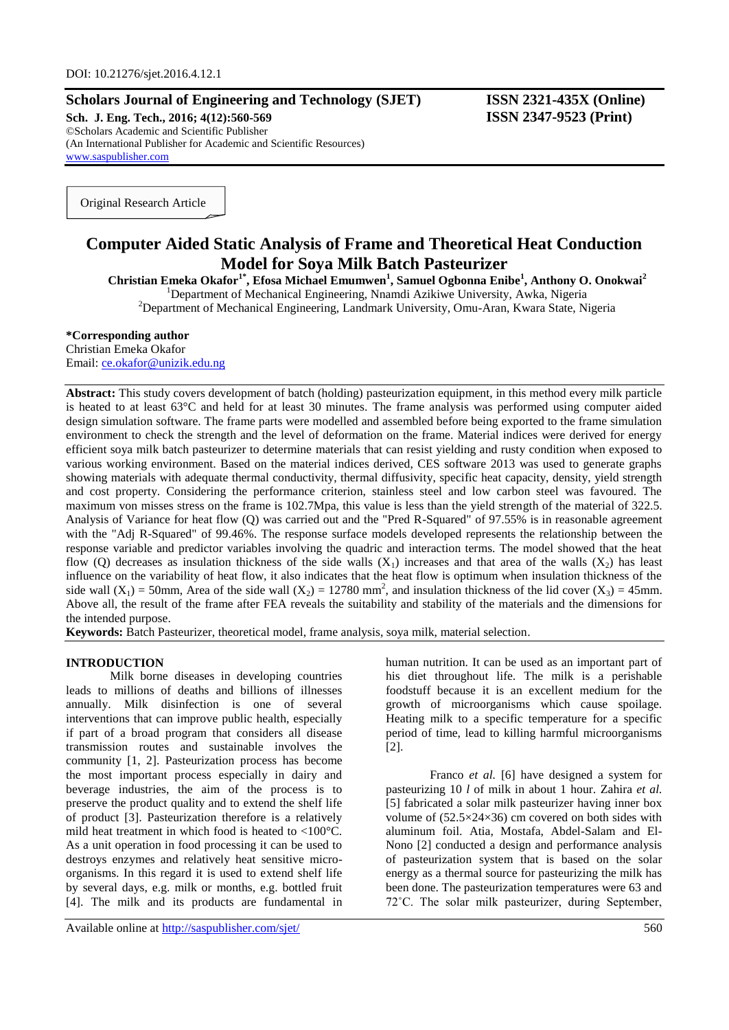DOI: 10.21276/sjet.2016.4.12.1

**Scholars Journal of Engineering and Technology (SJET)**
**Sch. J. Eng. Tech., 2016; 4(12):560-569**
©Scholars Academic and Scientific Publisher
(An International Publisher for Academic and Scientific Resources)
www.saspublisher.com

**ISSN 2321-435X (Online)**
**ISSN 2347-9523 (Print)**

Original Research Article

# Computer Aided Static Analysis of Frame and Theoretical Heat Conduction Model for Soya Milk Batch Pasteurizer

**Christian Emeka Okafor[1*], Efosa Michael Emumwen[1], Samuel Ogbonna Enibe[1], Anthony O. Onokwai[2]**

[1]Department of Mechanical Engineering, Nnamdi Azikiwe University, Awka, Nigeria
[2]Department of Mechanical Engineering, Landmark University, Omu-Aran, Kwara State, Nigeria

**\*Corresponding author**
Christian Emeka Okafor
Email: ce.okafor@unizik.edu.ng

**Abstract:** This study covers development of batch (holding) pasteurization equipment, in this method every milk particle is heated to at least 63°C and held for at least 30 minutes. The frame analysis was performed using computer aided design simulation software. The frame parts were modelled and assembled before being exported to the frame simulation environment to check the strength and the level of deformation on the frame. Material indices were derived for energy efficient soya milk batch pasteurizer to determine materials that can resist yielding and rusty condition when exposed to various working environment. Based on the material indices derived, CES software 2013 was used to generate graphs showing materials with adequate thermal conductivity, thermal diffusivity, specific heat capacity, density, yield strength and cost property. Considering the performance criterion, stainless steel and low carbon steel was favoured. The maximum von misses stress on the frame is 102.7Mpa, this value is less than the yield strength of the material of 322.5. Analysis of Variance for heat flow (Q) was carried out and the "Pred R-Squared" of 97.55% is in reasonable agreement with the "Adj R-Squared" of 99.46%. The response surface models developed represents the relationship between the response variable and predictor variables involving the quadric and interaction terms. The model showed that the heat flow (Q) decreases as insulation thickness of the side walls ($X_1$) increases and that area of the walls ($X_2$) has least influence on the variability of heat flow, it also indicates that the heat flow is optimum when insulation thickness of the side wall ($X_1$) = 50mm, Area of the side wall ($X_2$) = 12780 mm$^2$, and insulation thickness of the lid cover ($X_3$) = 45mm. Above all, the result of the frame after FEA reveals the suitability and stability of the materials and the dimensions for the intended purpose.

**Keywords:** Batch Pasteurizer, theoretical model, frame analysis, soya milk, material selection.

## INTRODUCTION

Milk borne diseases in developing countries leads to millions of deaths and billions of illnesses annually. Milk disinfection is one of several interventions that can improve public health, especially if part of a broad program that considers all disease transmission routes and sustainable involves the community [1, 2]. Pasteurization process has become the most important process especially in dairy and beverage industries, the aim of the process is to preserve the product quality and to extend the shelf life of product [3]. Pasteurization therefore is a relatively mild heat treatment in which food is heated to <100°C. As a unit operation in food processing it can be used to destroys enzymes and relatively heat sensitive micro-organisms. In this regard it is used to extend shelf life by several days, e.g. milk or months, e.g. bottled fruit [4]. The milk and its products are fundamental in human nutrition. It can be used as an important part of his diet throughout life. The milk is a perishable foodstuff because it is an excellent medium for the growth of microorganisms which cause spoilage. Heating milk to a specific temperature for a specific period of time, lead to killing harmful microorganisms [2].

Franco *et al.* [6] have designed a system for pasteurizing 10 *l* of milk in about 1 hour. Zahira *et al.* [5] fabricated a solar milk pasteurizer having inner box volume of (52.5×24×36) cm covered on both sides with aluminum foil. Atia, Mostafa, Abdel-Salam and El-Nono [2] conducted a design and performance analysis of pasteurization system that is based on the solar energy as a thermal source for pasteurizing the milk has been done. The pasteurization temperatures were 63 and 72˚C. The solar milk pasteurizer, during September,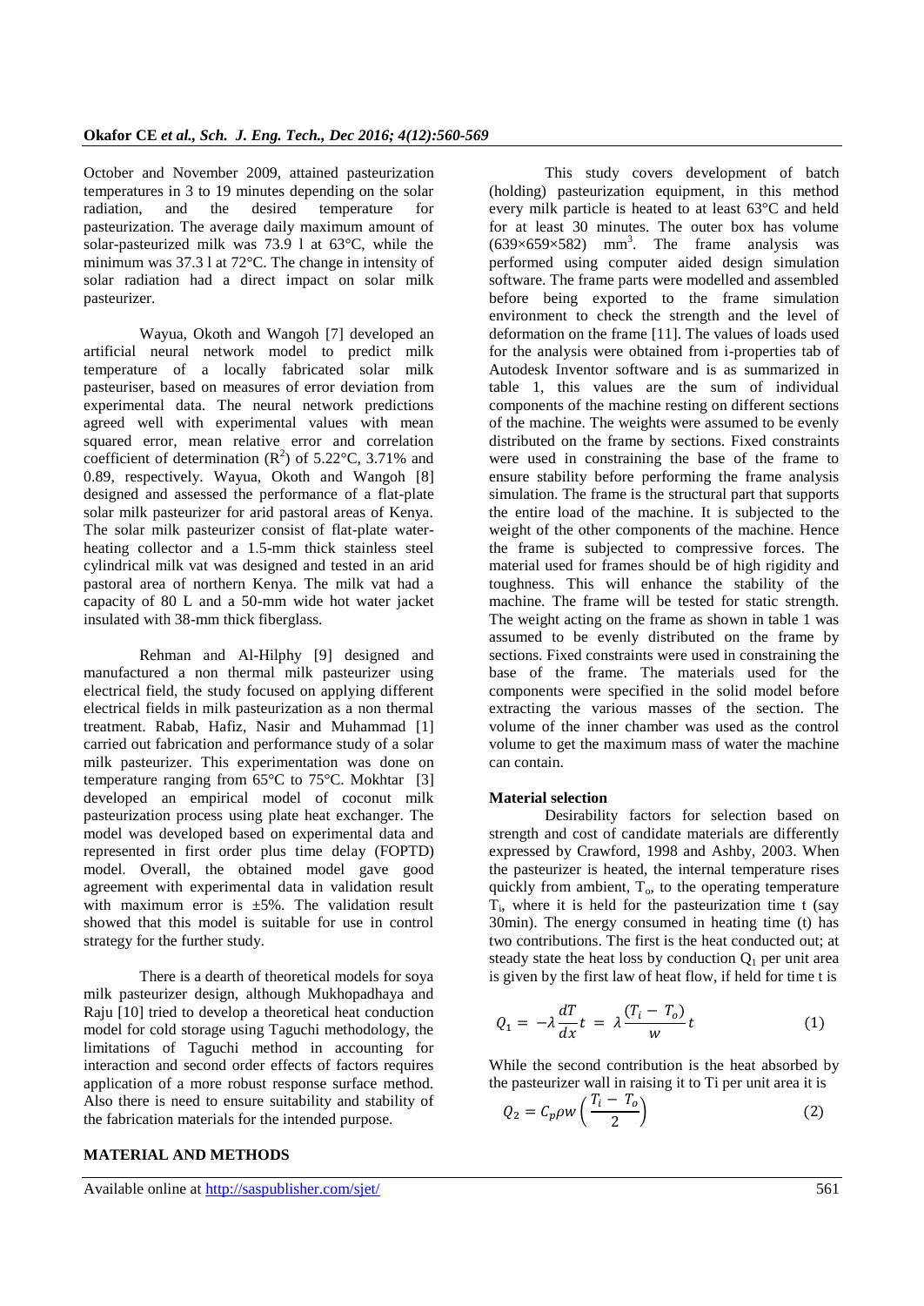October and November 2009, attained pasteurization temperatures in 3 to 19 minutes depending on the solar radiation, and the desired temperature for pasteurization. The average daily maximum amount of solar-pasteurized milk was 73.9 l at 63°C, while the minimum was 37.3 l at 72°C. The change in intensity of solar radiation had a direct impact on solar milk pasteurizer.

Wayua, Okoth and Wangoh [7] developed an artificial neural network model to predict milk temperature of a locally fabricated solar milk pasteuriser, based on measures of error deviation from experimental data. The neural network predictions agreed well with experimental values with mean squared error, mean relative error and correlation coefficient of determination ($R^2$) of 5.22°C, 3.71% and 0.89, respectively. Wayua, Okoth and Wangoh [8] designed and assessed the performance of a flat-plate solar milk pasteurizer for arid pastoral areas of Kenya. The solar milk pasteurizer consist of flat-plate water-heating collector and a 1.5-mm thick stainless steel cylindrical milk vat was designed and tested in an arid pastoral area of northern Kenya. The milk vat had a capacity of 80 L and a 50-mm wide hot water jacket insulated with 38-mm thick fiberglass.

Rehman and Al-Hilphy [9] designed and manufactured a non thermal milk pasteurizer using electrical field, the study focused on applying different electrical fields in milk pasteurization as a non thermal treatment. Rabab, Hafiz, Nasir and Muhammad [1] carried out fabrication and performance study of a solar milk pasteurizer. This experimentation was done on temperature ranging from 65°C to 75°C. Mokhtar [3] developed an empirical model of coconut milk pasteurization process using plate heat exchanger. The model was developed based on experimental data and represented in first order plus time delay (FOPTD) model. Overall, the obtained model gave good agreement with experimental data in validation result with maximum error is ±5%. The validation result showed that this model is suitable for use in control strategy for the further study.

There is a dearth of theoretical models for soya milk pasteurizer design, although Mukhopadhaya and Raju [10] tried to develop a theoretical heat conduction model for cold storage using Taguchi methodology, the limitations of Taguchi method in accounting for interaction and second order effects of factors requires application of a more robust response surface method. Also there is need to ensure suitability and stability of the fabrication materials for the intended purpose.

## MATERIAL AND METHODS

This study covers development of batch (holding) pasteurization equipment, in this method every milk particle is heated to at least 63°C and held for at least 30 minutes. The outer box has volume $(639\times659\times582)$ $mm^3$. The frame analysis was performed using computer aided design simulation software. The frame parts were modelled and assembled before being exported to the frame simulation environment to check the strength and the level of deformation on the frame [11]. The values of loads used for the analysis were obtained from i-properties tab of Autodesk Inventor software and is as summarized in table 1, this values are the sum of individual components of the machine resting on different sections of the machine. The weights were assumed to be evenly distributed on the frame by sections. Fixed constraints were used in constraining the base of the frame to ensure stability before performing the frame analysis simulation. The frame is the structural part that supports the entire load of the machine. It is subjected to the weight of the other components of the machine. Hence the frame is subjected to compressive forces. The material used for frames should be of high rigidity and toughness. This will enhance the stability of the machine. The frame will be tested for static strength. The weight acting on the frame as shown in table 1 was assumed to be evenly distributed on the frame by sections. Fixed constraints were used in constraining the base of the frame. The materials used for the components were specified in the solid model before extracting the various masses of the section. The volume of the inner chamber was used as the control volume to get the maximum mass of water the machine can contain.

### Material selection

Desirability factors for selection based on strength and cost of candidate materials are differently expressed by Crawford, 1998 and Ashby, 2003. When the pasteurizer is heated, the internal temperature rises quickly from ambient, $T_o$, to the operating temperature $T_i$, where it is held for the pasteurization time t (say 30min). The energy consumed in heating time (t) has two contributions. The first is the heat conducted out; at steady state the heat loss by conduction $Q_1$ per unit area is given by the first law of heat flow, if held for time t is

$$Q_1 = -\lambda \frac{dT}{dx} t = \lambda \frac{(T_i - T_o)}{w} t \qquad (1)$$

While the second contribution is the heat absorbed by the pasteurizer wall in raising it to Ti per unit area it is

$$Q_2 = C_p \rho w \left( \frac{T_i - T_o}{2} \right) \qquad (2)$$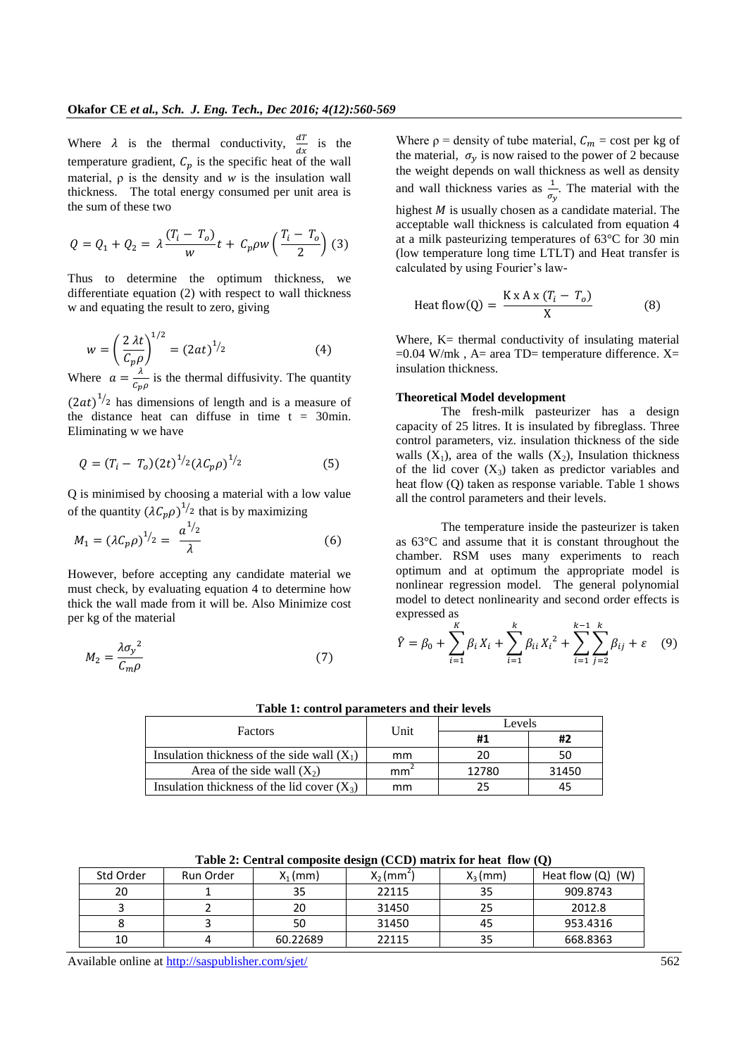Where $\lambda$ is the thermal conductivity, $\frac{dT}{dx}$ is the temperature gradient, $C_p$ is the specific heat of the wall material, ρ is the density and $w$ is the insulation wall thickness. The total energy consumed per unit area is the sum of these two

$$Q = Q_1 + Q_2 = \lambda \frac{(T_i - T_o)}{w} t + C_p \rho w \left( \frac{T_i - T_o}{2} \right) \quad (3)$$

Thus to determine the optimum thickness, we differentiate equation (2) with respect to wall thickness w and equating the result to zero, giving

$$w = \left( \frac{2\lambda t}{C_p \rho} \right)^{1/2} = (2at)^{1/2} \quad (4)$$

Where $a = \frac{\lambda}{C_p \rho}$ is the thermal diffusivity. The quantity $(2at)^{1/2}$ has dimensions of length and is a measure of the distance heat can diffuse in time t = 30min. Eliminating w we have

$$Q = (T_i - T_o)(2t)^{1/2} (\lambda C_p \rho)^{1/2} \quad (5)$$

Q is minimised by choosing a material with a low value of the quantity $(\lambda C_p \rho)^{1/2}$ that is by maximizing

$$M_1 = (\lambda C_p \rho)^{1/2} = \frac{a^{1/2}}{\lambda} \quad (6)$$

However, before accepting any candidate material we must check, by evaluating equation 4 to determine how thick the wall made from it will be. Also Minimize cost per kg of the material

$$M_2 = \frac{\lambda \sigma_y^2}{C_m \rho} \quad (7)$$

Where ρ = density of tube material, $C_m$ = cost per kg of the material, $\sigma_y$ is now raised to the power of 2 because the weight depends on wall thickness as well as density and wall thickness varies as $\frac{1}{\sigma_y}$. The material with the highest $M$ is usually chosen as a candidate material. The acceptable wall thickness is calculated from equation 4 at a milk pasteurizing temperatures of 63°C for 30 min (low temperature long time LTLT) and Heat transfer is calculated by using Fourier's law-

$$\text{Heat flow(Q)} = \frac{\text{K x A x } (T_i - T_o)}{\text{X}} \quad (8)$$

Where, K= thermal conductivity of insulating material =0.04 W/mk , A= area TD= temperature difference. X= insulation thickness.

**Theoretical Model development**

The fresh-milk pasteurizer has a design capacity of 25 litres. It is insulated by fibreglass. Three control parameters, viz. insulation thickness of the side walls ($X_1$), area of the walls ($X_2$), Insulation thickness of the lid cover ($X_3$) taken as predictor variables and heat flow (Q) taken as response variable. Table 1 shows all the control parameters and their levels.

The temperature inside the pasteurizer is taken as 63°C and assume that it is constant throughout the chamber. RSM uses many experiments to reach optimum and at optimum the appropriate model is nonlinear regression model. The general polynomial model to detect nonlinearity and second order effects is expressed as

$$\hat{Y} = \beta_0 + \sum_{i=1}^{K} \beta_i X_i + \sum_{i=1}^{k} \beta_{ii} X_i^2 + \sum_{i=1}^{k-1} \sum_{j=2}^{k} \beta_{ij} + \varepsilon \quad (9)$$

**Table 1: control parameters and their levels**

| Factors | Unit | Levels | |
|---|---|---|---|
| | | **#1** | **#2** |
| Insulation thickness of the side wall ($X_1$) | mm | 20 | 50 |
| Area of the side wall ($X_2$) | $mm^2$ | 12780 | 31450 |
| Insulation thickness of the lid cover ($X_3$) | mm | 25 | 45 |

**Table 2: Central composite design (CCD) matrix for heat flow (Q)**

| Std Order | Run Order | $X_1$ (mm) | $X_2$ ($mm^2$) | $X_3$ (mm) | Heat flow (Q) (W) |
|---|---|---|---|---|---|
| 20 | 1 | 35 | 22115 | 35 | 909.8743 |
| 3 | 2 | 20 | 31450 | 25 | 2012.8 |
| 8 | 3 | 50 | 31450 | 45 | 953.4316 |
| 10 | 4 | 60.22689 | 22115 | 35 | 668.8363 |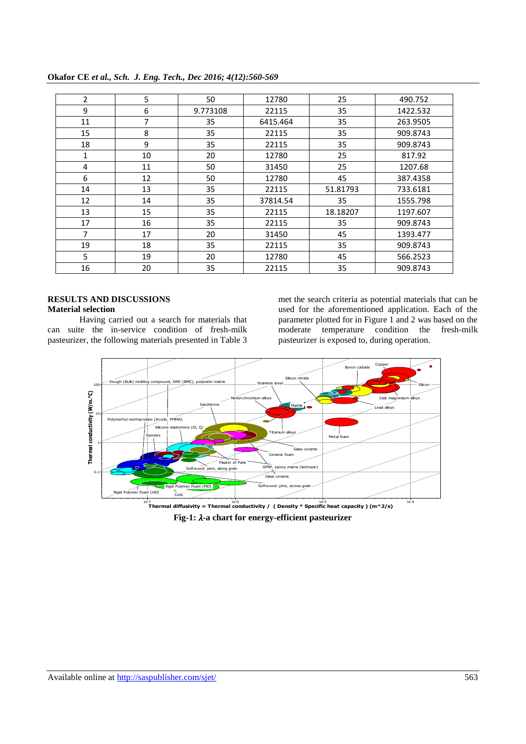| 2 | 5 | 50 | 12780 | 25 | 490.752 |
|---|---|---|---|---|---|
| 9 | 6 | 9.773108 | 22115 | 35 | 1422.532 |
| 11 | 7 | 35 | 6415.464 | 35 | 263.9505 |
| 15 | 8 | 35 | 22115 | 35 | 909.8743 |
| 18 | 9 | 35 | 22115 | 35 | 909.8743 |
| 1 | 10 | 20 | 12780 | 25 | 817.92 |
| 4 | 11 | 50 | 31450 | 25 | 1207.68 |
| 6 | 12 | 50 | 12780 | 45 | 387.4358 |
| 14 | 13 | 35 | 22115 | 51.81793 | 733.6181 |
| 12 | 14 | 35 | 37814.54 | 35 | 1555.798 |
| 13 | 15 | 35 | 22115 | 18.18207 | 1197.607 |
| 17 | 16 | 35 | 22115 | 35 | 909.8743 |
| 7 | 17 | 20 | 31450 | 45 | 1393.477 |
| 19 | 18 | 35 | 22115 | 35 | 909.8743 |
| 5 | 19 | 20 | 12780 | 45 | 566.2523 |
| 16 | 20 | 35 | 22115 | 35 | 909.8743 |

## RESULTS AND DISCUSSIONS

### Material selection

Having carried out a search for materials that can suite the in-service condition of fresh-milk pasteurizer, the following materials presented in Table 3 met the search criteria as potential materials that can be used for the aforementioned application. Each of the parameter plotted for in Figure 1 and 2 was based on the moderate temperature condition the fresh-milk pasteurizer is exposed to, during operation.

**Fig-1: $\lambda$-a chart for energy-efficient pasteurizer**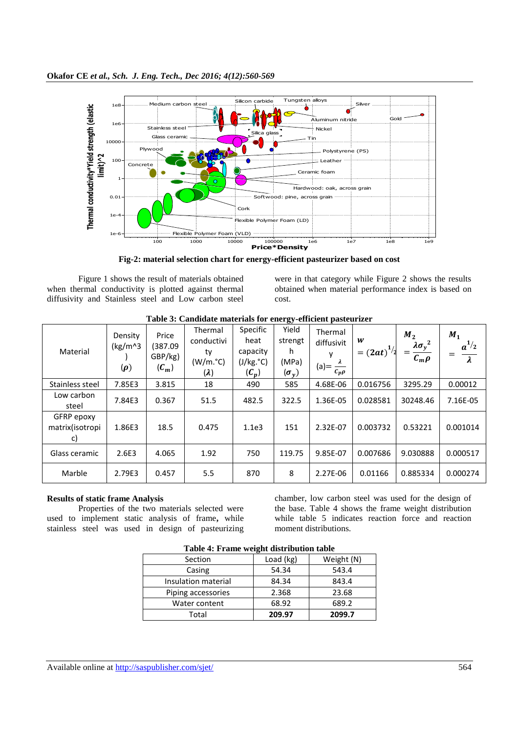Fig-2: material selection chart for energy-efficient pasteurizer based on cost

Figure 1 shows the result of materials obtained when thermal conductivity is plotted against thermal diffusivity and Stainless steel and Low carbon steel were in that category while Figure 2 shows the results obtained when material performance index is based on cost.

**Table 3: Candidate materials for energy-efficient pasteurizer**

| Material | Density (kg/m^3) ($\rho$) | Price (387.09 GBP/kg) ($C_m$) | Thermal conductivity (W/m.°C) ($\lambda$) | Specific heat capacity (J/kg.°C) ($C_p$) | Yield strength (MPa) ($\sigma_y$) | Thermal diffusivity (a)= $\frac{\lambda}{C_p\rho}$ | $w = (2at)^{1/2}$ | $M_2 = \frac{\lambda\sigma_y^2}{C_m\rho}$ | $M_1 = \frac{a^{1/2}}{\lambda}$ |
|---|---|---|---|---|---|---|---|---|---|
| Stainless steel | 7.85E3 | 3.815 | 18 | 490 | 585 | 4.68E-06 | 0.016756 | 3295.29 | 0.00012 |
| Low carbon steel | 7.84E3 | 0.367 | 51.5 | 482.5 | 322.5 | 1.36E-05 | 0.028581 | 30248.46 | 7.16E-05 |
| GFRP epoxy matrix(isotropic) | 1.86E3 | 18.5 | 0.475 | 1.1e3 | 151 | 2.32E-07 | 0.003732 | 0.53221 | 0.001014 |
| Glass ceramic | 2.6E3 | 4.065 | 1.92 | 750 | 119.75 | 9.85E-07 | 0.007686 | 9.030888 | 0.000517 |
| Marble | 2.79E3 | 0.457 | 5.5 | 870 | 8 | 2.27E-06 | 0.01166 | 0.885334 | 0.000274 |

**Results of static frame Analysis**

Properties of the two materials selected were used to implement static analysis of frame, while stainless steel was used in design of pasteurizing chamber, low carbon steel was used for the design of the base. Table 4 shows the frame weight distribution while table 5 indicates reaction force and reaction moment distributions.

**Table 4: Frame weight distribution table**

| Section | Load (kg) | Weight (N) |
|---|---|---|
| Casing | 54.34 | 543.4 |
| Insulation material | 84.34 | 843.4 |
| Piping accessories | 2.368 | 23.68 |
| Water content | 68.92 | 689.2 |
| Total | **209.97** | **2099.7** |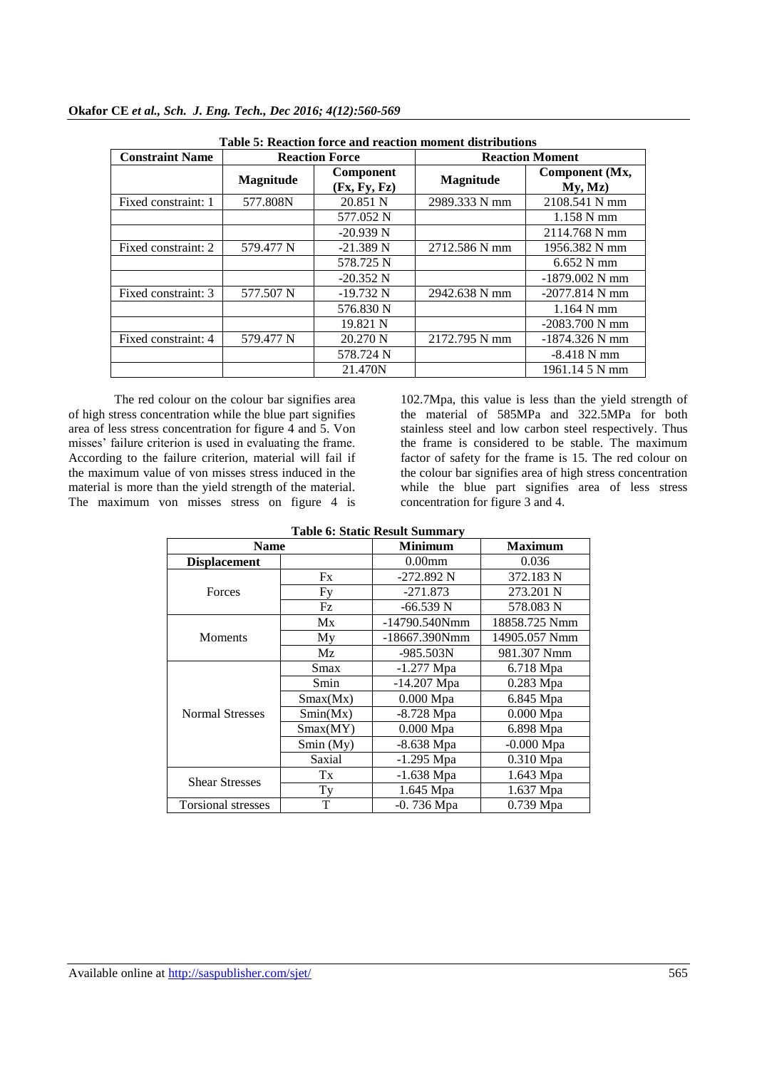**Table 5: Reaction force and reaction moment distributions**

| Constraint Name | Reaction Force | | Reaction Moment | |
|---|---|---|---|---|
| | Magnitude | Component (Fx, Fy, Fz) | Magnitude | Component (Mx, My, Mz) |
| Fixed constraint: 1 | 577.808N | 20.851 N | 2989.333 N mm | 2108.541 N mm |
| | | 577.052 N | | 1.158 N mm |
| | | -20.939 N | | 2114.768 N mm |
| Fixed constraint: 2 | 579.477 N | -21.389 N | 2712.586 N mm | 1956.382 N mm |
| | | 578.725 N | | 6.652 N mm |
| | | -20.352 N | | -1879.002 N mm |
| Fixed constraint: 3 | 577.507 N | -19.732 N | 2942.638 N mm | -2077.814 N mm |
| | | 576.830 N | | 1.164 N mm |
| | | 19.821 N | | -2083.700 N mm |
| Fixed constraint: 4 | 579.477 N | 20.270 N | 2172.795 N mm | -1874.326 N mm |
| | | 578.724 N | | -8.418 N mm |
| | | 21.470N | | 1961.14 5 N mm |

The red colour on the colour bar signifies area of high stress concentration while the blue part signifies area of less stress concentration for figure 4 and 5. Von misses' failure criterion is used in evaluating the frame. According to the failure criterion, material will fail if the maximum value of von misses stress induced in the material is more than the yield strength of the material. The maximum von misses stress on figure 4 is 102.7Mpa, this value is less than the yield strength of the material of 585MPa and 322.5MPa for both stainless steel and low carbon steel respectively. Thus the frame is considered to be stable. The maximum factor of safety for the frame is 15. The red colour on the colour bar signifies area of high stress concentration while the blue part signifies area of less stress concentration for figure 3 and 4.

**Table 6: Static Result Summary**

| Name | | Minimum | Maximum |
|---|---|---|---|
| **Displacement** | | 0.00mm | 0.036 |
| Forces | Fx | -272.892 N | 372.183 N |
| | Fy | -271.873 | 273.201 N |
| | Fz | -66.539 N | 578.083 N |
| Moments | Mx | -14790.540Nmm | 18858.725 Nmm |
| | My | -18667.390Nmm | 14905.057 Nmm |
| | Mz | -985.503N | 981.307 Nmm |
| Normal Stresses | Smax | -1.277 Mpa | 6.718 Mpa |
| | Smin | -14.207 Mpa | 0.283 Mpa |
| | Smax(Mx) | 0.000 Mpa | 6.845 Mpa |
| | Smin(Mx) | -8.728 Mpa | 0.000 Mpa |
| | Smax(MY) | 0.000 Mpa | 6.898 Mpa |
| | Smin (My) | -8.638 Mpa | -0.000 Mpa |
| | Saxial | -1.295 Mpa | 0.310 Mpa |
| Shear Stresses | Tx | -1.638 Mpa | 1.643 Mpa |
| | Ty | 1.645 Mpa | 1.637 Mpa |
| Torsional stresses | T | -0. 736 Mpa | 0.739 Mpa |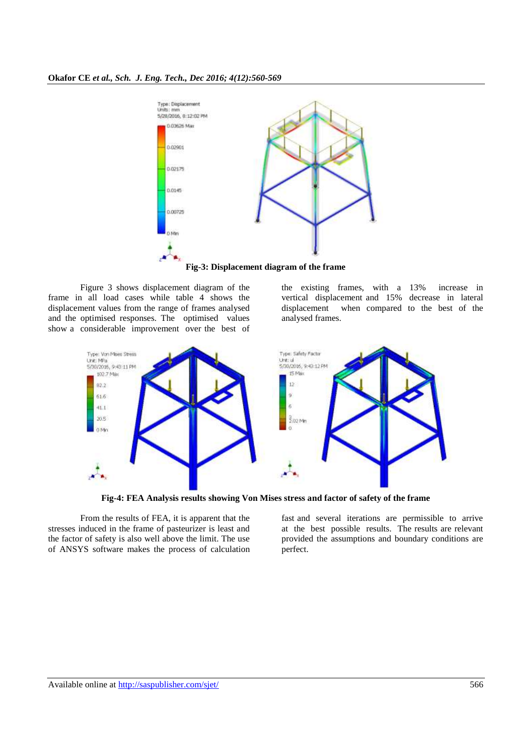Fig-3: Displacement diagram of the frame

Figure 3 shows displacement diagram of the frame in all load cases while table 4 shows the displacement values from the range of frames analysed and the optimised responses. The optimised values show a considerable improvement over the best of the existing frames, with a 13% increase in vertical displacement and 15% decrease in lateral displacement when compared to the best of the analysed frames.

Fig-4: FEA Analysis results showing Von Mises stress and factor of safety of the frame

From the results of FEA, it is apparent that the stresses induced in the frame of pasteurizer is least and the factor of safety is also well above the limit. The use of ANSYS software makes the process of calculation fast and several iterations are permissible to arrive at the best possible results. The results are relevant provided the assumptions and boundary conditions are perfect.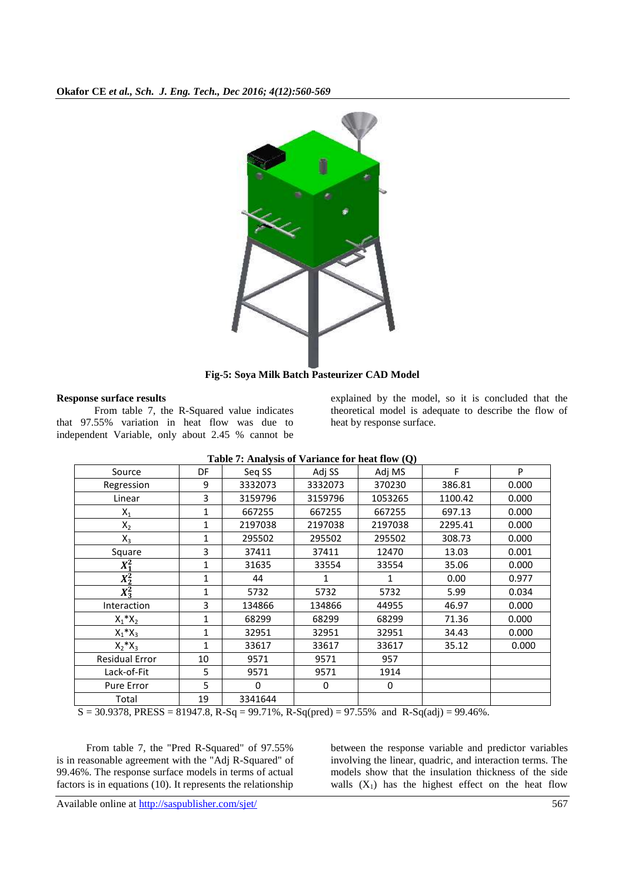Fig-5: Soya Milk Batch Pasteurizer CAD Model

**Response surface results**

From table 7, the R-Squared value indicates that 97.55% variation in heat flow was due to independent Variable, only about 2.45 % cannot be explained by the model, so it is concluded that the theoretical model is adequate to describe the flow of heat by response surface.

**Table 7: Analysis of Variance for heat flow (Q)**

| Source | DF | Seq SS | Adj SS | Adj MS | F | P |
|---|---|---|---|---|---|---|
| Regression | 9 | 3332073 | 3332073 | 370230 | 386.81 | 0.000 |
| Linear | 3 | 3159796 | 3159796 | 1053265 | 1100.42 | 0.000 |
| $X_1$ | 1 | 667255 | 667255 | 667255 | 697.13 | 0.000 |
| $X_2$ | 1 | 2197038 | 2197038 | 2197038 | 2295.41 | 0.000 |
| $X_3$ | 1 | 295502 | 295502 | 295502 | 308.73 | 0.000 |
| Square | 3 | 37411 | 37411 | 12470 | 13.03 | 0.001 |
| $X_1^2$ | 1 | 31635 | 33554 | 33554 | 35.06 | 0.000 |
| $X_2^2$ | 1 | 44 | 1 | 1 | 0.00 | 0.977 |
| $X_3^2$ | 1 | 5732 | 5732 | 5732 | 5.99 | 0.034 |
| Interaction | 3 | 134866 | 134866 | 44955 | 46.97 | 0.000 |
| $X_1*X_2$ | 1 | 68299 | 68299 | 68299 | 71.36 | 0.000 |
| $X_1*X_3$ | 1 | 32951 | 32951 | 32951 | 34.43 | 0.000 |
| $X_2*X_3$ | 1 | 33617 | 33617 | 33617 | 35.12 | 0.000 |
| Residual Error | 10 | 9571 | 9571 | 957 | | |
| Lack-of-Fit | 5 | 9571 | 9571 | 1914 | | |
| Pure Error | 5 | 0 | 0 | 0 | | |
| Total | 19 | 3341644 | | | | |

S = 30.9378, PRESS = 81947.8, R-Sq = 99.71%, R-Sq(pred) = 97.55% and R-Sq(adj) = 99.46%.

From table 7, the "Pred R-Squared" of 97.55% is in reasonable agreement with the "Adj R-Squared" of 99.46%. The response surface models in terms of actual factors is in equations (10). It represents the relationship between the response variable and predictor variables involving the linear, quadric, and interaction terms. The models show that the insulation thickness of the side walls ($X_1$) has the highest effect on the heat flow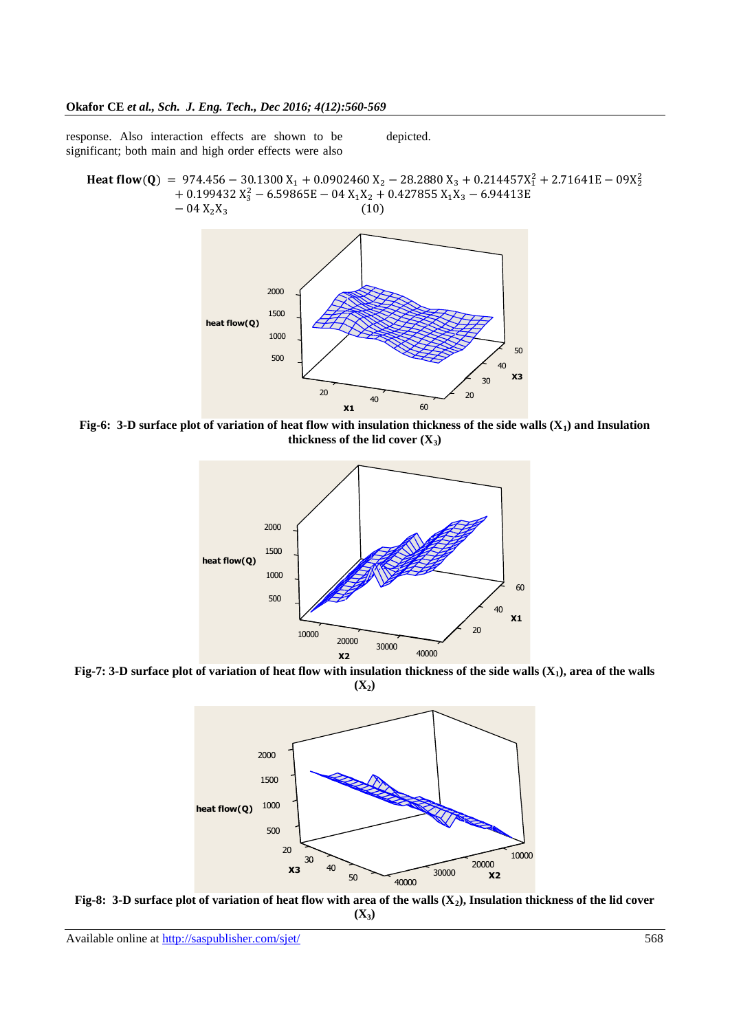response. Also interaction effects are shown to be significant; both main and high order effects were also depicted.

$$\text{Heat flow(Q)} = 974.456 - 30.1300\ X_1 + 0.0902460\ X_2 - 28.2880\ X_3 + 0.214457X_1^2 + 2.71641E-09X_2^2 + 0.199432\ X_3^2 - 6.59865E-04\ X_1X_2 + 0.427855\ X_1X_3 - 6.94413E-04\ X_2X_3 \quad (10)$$

**Fig-6: 3-D surface plot of variation of heat flow with insulation thickness of the side walls ($X_1$) and Insulation thickness of the lid cover ($X_3$)**

**Fig-7: 3-D surface plot of variation of heat flow with insulation thickness of the side walls ($X_1$), area of the walls ($X_2$)**

**Fig-8: 3-D surface plot of variation of heat flow with area of the walls ($X_2$), Insulation thickness of the lid cover ($X_3$)**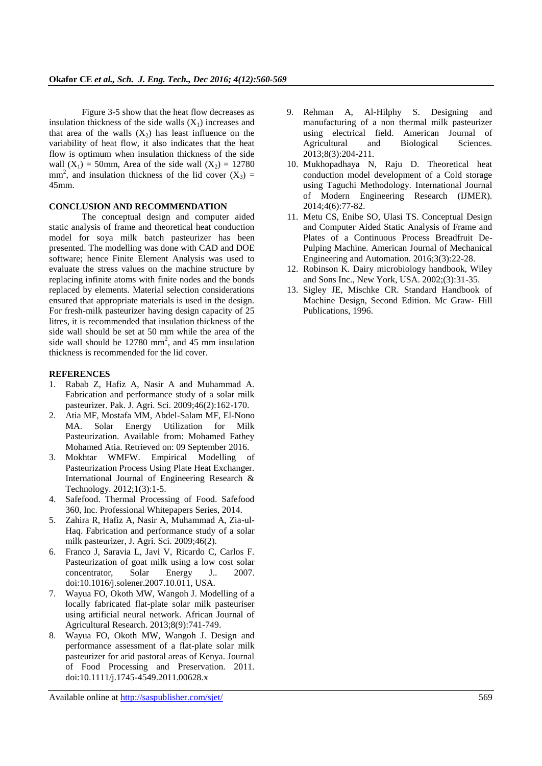Figure 3-5 show that the heat flow decreases as insulation thickness of the side walls ($X_1$) increases and that area of the walls ($X_2$) has least influence on the variability of heat flow, it also indicates that the heat flow is optimum when insulation thickness of the side wall ($X_1$) = 50mm, Area of the side wall ($X_2$) = 12780 $mm^2$, and insulation thickness of the lid cover ($X_3$) = 45mm.

## CONCLUSION AND RECOMMENDATION

The conceptual design and computer aided static analysis of frame and theoretical heat conduction model for soya milk batch pasteurizer has been presented. The modelling was done with CAD and DOE software; hence Finite Element Analysis was used to evaluate the stress values on the machine structure by replacing infinite atoms with finite nodes and the bonds replaced by elements. Material selection considerations ensured that appropriate materials is used in the design. For fresh-milk pasteurizer having design capacity of 25 litres, it is recommended that insulation thickness of the side wall should be set at 50 mm while the area of the side wall should be 12780 $mm^2$, and 45 mm insulation thickness is recommended for the lid cover.

## REFERENCES

1. Rabab Z, Hafiz A, Nasir A and Muhammad A. Fabrication and performance study of a solar milk pasteurizer. Pak. J. Agri. Sci. 2009;46(2):162-170.
2. Atia MF, Mostafa MM, Abdel-Salam MF, El-Nono MA. Solar Energy Utilization for Milk Pasteurization. Available from: Mohamed Fathey Mohamed Atia. Retrieved on: 09 September 2016.
3. Mokhtar WMFW. Empirical Modelling of Pasteurization Process Using Plate Heat Exchanger. International Journal of Engineering Research & Technology. 2012;1(3):1-5.
4. Safefood. Thermal Processing of Food. Safefood 360, Inc. Professional Whitepapers Series, 2014.
5. Zahira R, Hafiz A, Nasir A, Muhammad A, Zia-ul-Haq. Fabrication and performance study of a solar milk pasteurizer, J. Agri. Sci. 2009;46(2).
6. Franco J, Saravia L, Javi V, Ricardo C, Carlos F. Pasteurization of goat milk using a low cost solar concentrator, Solar Energy J.. 2007. doi:10.1016/j.solener.2007.10.011, USA.
7. Wayua FO, Okoth MW, Wangoh J. Modelling of a locally fabricated flat-plate solar milk pasteuriser using artificial neural network. African Journal of Agricultural Research. 2013;8(9):741-749.
8. Wayua FO, Okoth MW, Wangoh J. Design and performance assessment of a flat-plate solar milk pasteurizer for arid pastoral areas of Kenya. Journal of Food Processing and Preservation. 2011. doi:10.1111/j.1745-4549.2011.00628.x
9. Rehman A, Al-Hilphy S. Designing and manufacturing of a non thermal milk pasteurizer using electrical field. American Journal of Agricultural and Biological Sciences. 2013;8(3):204-211.
10. Mukhopadhaya N, Raju D. Theoretical heat conduction model development of a Cold storage using Taguchi Methodology. International Journal of Modern Engineering Research (IJMER). 2014;4(6):77-82.
11. Metu CS, Enibe SO, Ulasi TS. Conceptual Design and Computer Aided Static Analysis of Frame and Plates of a Continuous Process Breadfruit De-Pulping Machine. American Journal of Mechanical Engineering and Automation. 2016;3(3):22-28.
12. Robinson K. Dairy microbiology handbook, Wiley and Sons Inc., New York, USA. 2002;(3):31-35.
13. Sigley JE, Mischke CR. Standard Handbook of Machine Design, Second Edition. Mc Graw- Hill Publications, 1996.